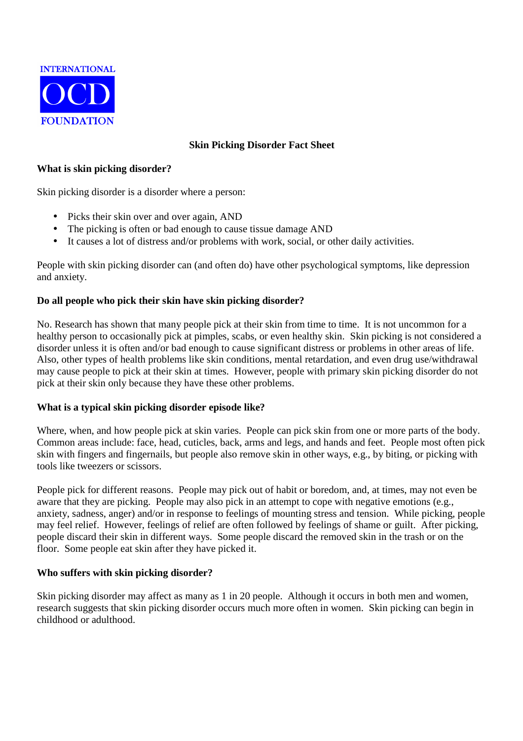INTERNATIONAL

OCD

FOUNDATION

# Skin Picking Disorder Fact Sheet

## What is skin picking disorder?

Skin picking disorder is a disorder where a person:

- Picks their skin over and over again, AND
- The picking is often or bad enough to cause tissue damage AND
- It causes a lot of distress and/or problems with work, social, or other daily activities.

People with skin picking disorder can (and often do) have other psychological symptoms, like depression and anxiety.

## Do all people who pick their skin have skin picking disorder?

No. Research has shown that many people pick at their skin from time to time. It is not uncommon for a healthy person to occasionally pick at pimples, scabs, or even healthy skin. Skin picking is not considered a disorder unless it is often and/or bad enough to cause significant distress or problems in other areas of life. Also, other types of health problems like skin conditions, mental retardation, and even drug use/withdrawal may cause people to pick at their skin at times. However, people with primary skin picking disorder do not pick at their skin only because they have these other problems.

## What is a typical skin picking disorder episode like?

Where, when, and how people pick at skin varies. People can pick skin from one or more parts of the body. Common areas include: face, head, cuticles, back, arms and legs, and hands and feet. People most often pick skin with fingers and fingernails, but people also remove skin in other ways, e.g., by biting, or picking with tools like tweezers or scissors.

People pick for different reasons. People may pick out of habit or boredom, and, at times, may not even be aware that they are picking. People may also pick in an attempt to cope with negative emotions (e.g., anxiety, sadness, anger) and/or in response to feelings of mounting stress and tension. While picking, people may feel relief. However, feelings of relief are often followed by feelings of shame or guilt. After picking, people discard their skin in different ways. Some people discard the removed skin in the trash or on the floor. Some people eat skin after they have picked it.

## Who suffers with skin picking disorder?

Skin picking disorder may affect as many as 1 in 20 people. Although it occurs in both men and women, research suggests that skin picking disorder occurs much more often in women. Skin picking can begin in childhood or adulthood.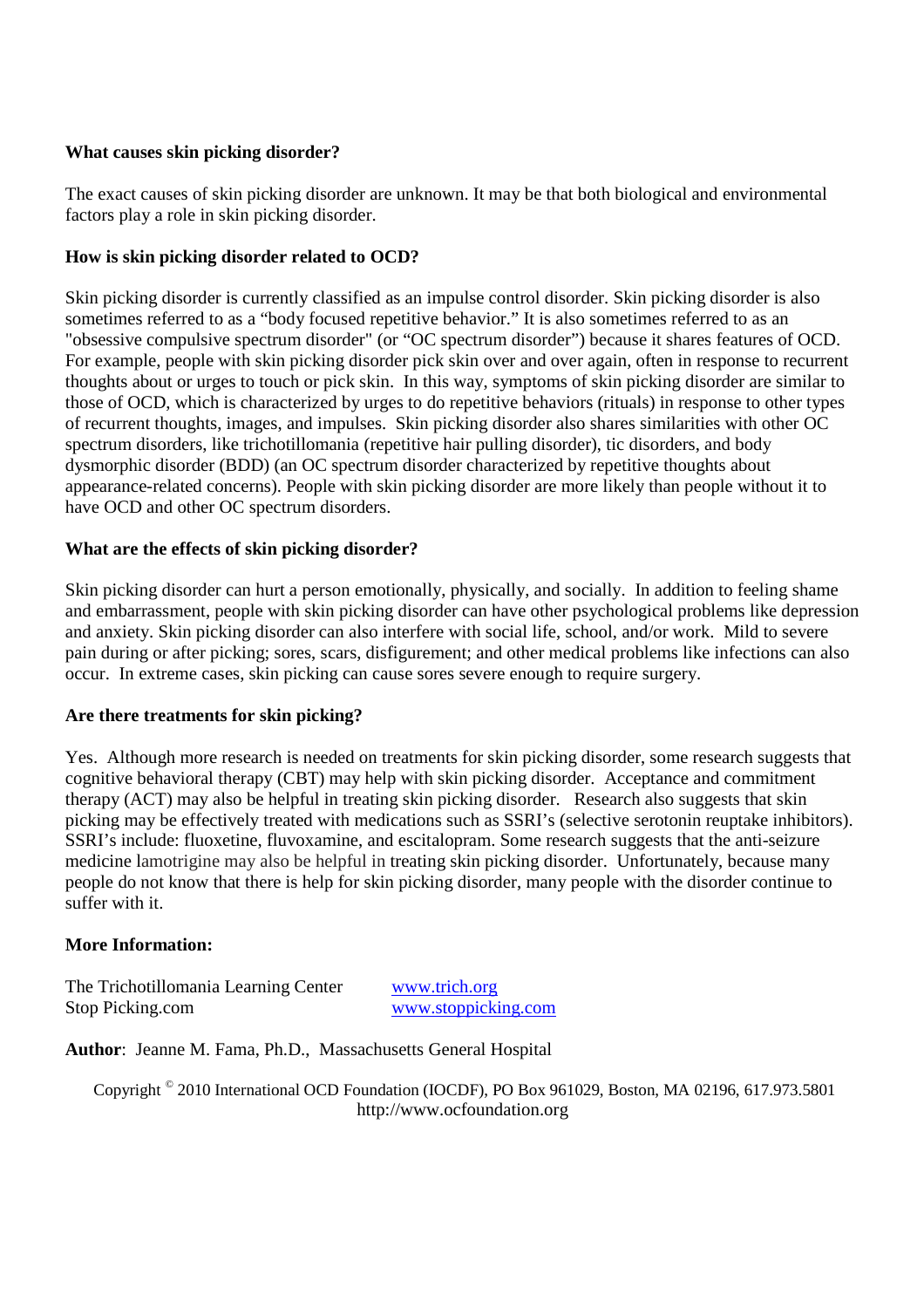**What causes skin picking disorder?**

The exact causes of skin picking disorder are unknown. It may be that both biological and environmental factors play a role in skin picking disorder.

**How is skin picking disorder related to OCD?**

Skin picking disorder is currently classified as an impulse control disorder. Skin picking disorder is also sometimes referred to as a "body focused repetitive behavior." It is also sometimes referred to as an "obsessive compulsive spectrum disorder" (or "OC spectrum disorder") because it shares features of OCD. For example, people with skin picking disorder pick skin over and over again, often in response to recurrent thoughts about or urges to touch or pick skin. In this way, symptoms of skin picking disorder are similar to those of OCD, which is characterized by urges to do repetitive behaviors (rituals) in response to other types of recurrent thoughts, images, and impulses. Skin picking disorder also shares similarities with other OC spectrum disorders, like trichotillomania (repetitive hair pulling disorder), tic disorders, and body dysmorphic disorder (BDD) (an OC spectrum disorder characterized by repetitive thoughts about appearance-related concerns). People with skin picking disorder are more likely than people without it to have OCD and other OC spectrum disorders.

**What are the effects of skin picking disorder?**

Skin picking disorder can hurt a person emotionally, physically, and socially. In addition to feeling shame and embarrassment, people with skin picking disorder can have other psychological problems like depression and anxiety. Skin picking disorder can also interfere with social life, school, and/or work. Mild to severe pain during or after picking; sores, scars, disfigurement; and other medical problems like infections can also occur. In extreme cases, skin picking can cause sores severe enough to require surgery.

**Are there treatments for skin picking?**

Yes. Although more research is needed on treatments for skin picking disorder, some research suggests that cognitive behavioral therapy (CBT) may help with skin picking disorder. Acceptance and commitment therapy (ACT) may also be helpful in treating skin picking disorder. Research also suggests that skin picking may be effectively treated with medications such as SSRI's (selective serotonin reuptake inhibitors). SSRI's include: fluoxetine, fluvoxamine, and escitalopram. Some research suggests that the anti-seizure medicine lamotrigine may also be helpful in treating skin picking disorder. Unfortunately, because many people do not know that there is help for skin picking disorder, many people with the disorder continue to suffer with it.

**More Information:**

| | |
|---|---|
| The Trichotillomania Learning Center | www.trich.org |
| Stop Picking.com | www.stoppicking.com |

**Author**: Jeanne M. Fama, Ph.D., Massachusetts General Hospital

Copyright © 2010 International OCD Foundation (IOCDF), PO Box 961029, Boston, MA 02196, 617.973.5801
http://www.ocfoundation.org